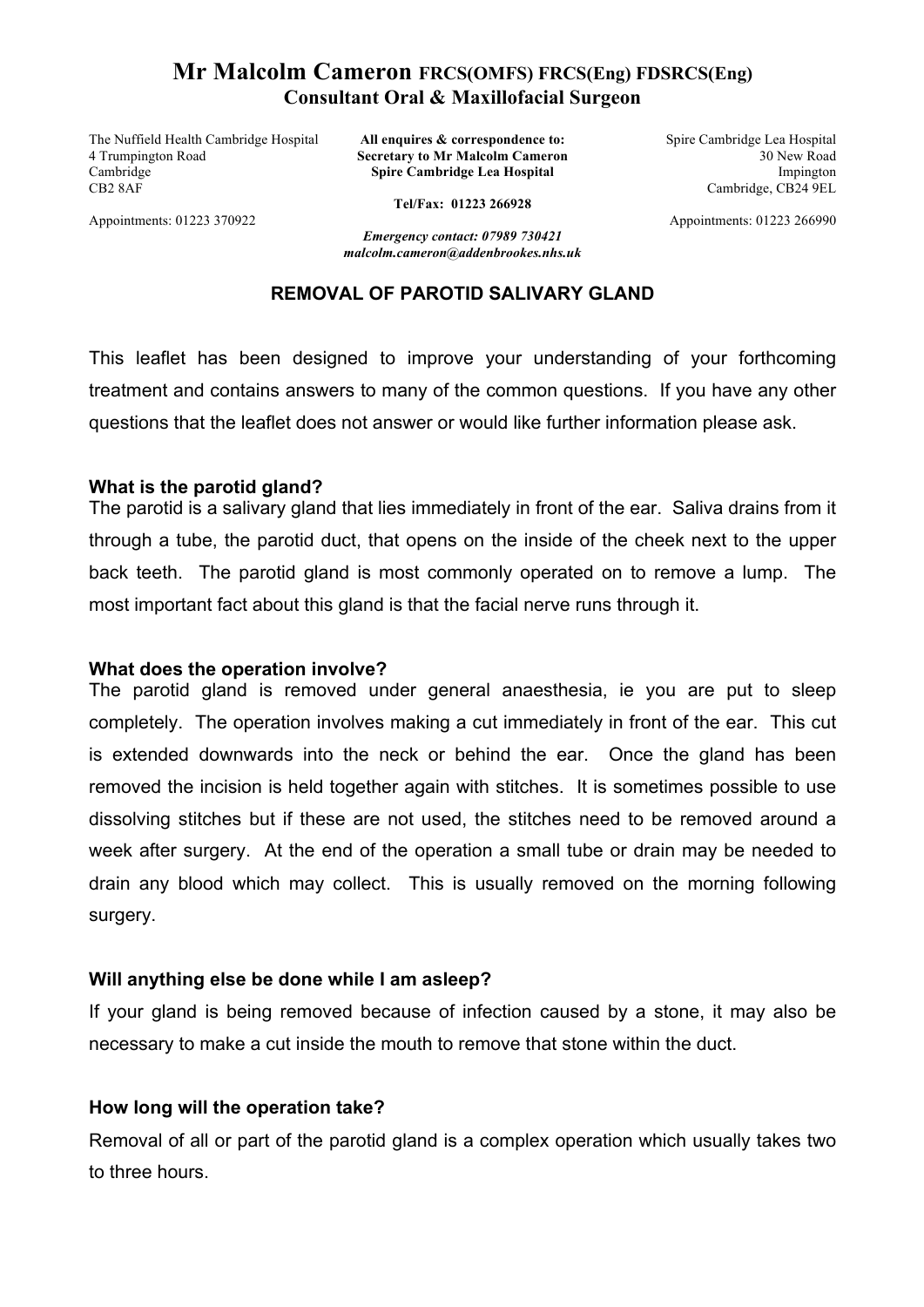# Mr Malcolm Cameron FRCS(OMFS) FRCS(Eng) FDSRCS(Eng)
## Consultant Oral & Maxillofacial Surgeon

The Nuffield Health Cambridge Hospital
4 Trumpington Road
Cambridge
CB2 8AF

Appointments: 01223 370922

**All enquires & correspondence to:**
**Secretary to Mr Malcolm Cameron**
**Spire Cambridge Lea Hospital**

**Tel/Fax: 01223 266928**

***Emergency contact: 07989 730421***
***malcolm.cameron@addenbrookes.nhs.uk***

Spire Cambridge Lea Hospital
30 New Road
Impington
Cambridge, CB24 9EL

Appointments: 01223 266990

### REMOVAL OF PAROTID SALIVARY GLAND

This leaflet has been designed to improve your understanding of your forthcoming treatment and contains answers to many of the common questions. If you have any other questions that the leaflet does not answer or would like further information please ask.

**What is the parotid gland?**

The parotid is a salivary gland that lies immediately in front of the ear. Saliva drains from it through a tube, the parotid duct, that opens on the inside of the cheek next to the upper back teeth. The parotid gland is most commonly operated on to remove a lump. The most important fact about this gland is that the facial nerve runs through it.

**What does the operation involve?**

The parotid gland is removed under general anaesthesia, ie you are put to sleep completely. The operation involves making a cut immediately in front of the ear. This cut is extended downwards into the neck or behind the ear. Once the gland has been removed the incision is held together again with stitches. It is sometimes possible to use dissolving stitches but if these are not used, the stitches need to be removed around a week after surgery. At the end of the operation a small tube or drain may be needed to drain any blood which may collect. This is usually removed on the morning following surgery.

**Will anything else be done while I am asleep?**

If your gland is being removed because of infection caused by a stone, it may also be necessary to make a cut inside the mouth to remove that stone within the duct.

**How long will the operation take?**

Removal of all or part of the parotid gland is a complex operation which usually takes two to three hours.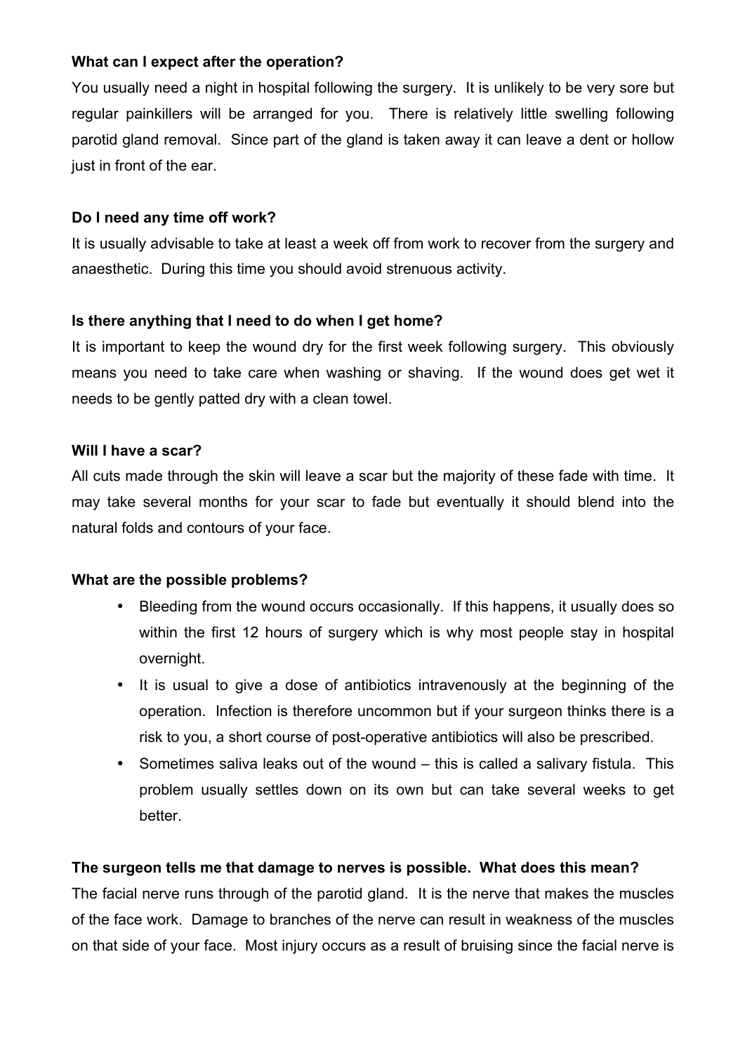**What can I expect after the operation?**

You usually need a night in hospital following the surgery. It is unlikely to be very sore but regular painkillers will be arranged for you. There is relatively little swelling following parotid gland removal. Since part of the gland is taken away it can leave a dent or hollow just in front of the ear.

**Do I need any time off work?**

It is usually advisable to take at least a week off from work to recover from the surgery and anaesthetic. During this time you should avoid strenuous activity.

**Is there anything that I need to do when I get home?**

It is important to keep the wound dry for the first week following surgery. This obviously means you need to take care when washing or shaving. If the wound does get wet it needs to be gently patted dry with a clean towel.

**Will I have a scar?**

All cuts made through the skin will leave a scar but the majority of these fade with time. It may take several months for your scar to fade but eventually it should blend into the natural folds and contours of your face.

**What are the possible problems?**

- Bleeding from the wound occurs occasionally. If this happens, it usually does so within the first 12 hours of surgery which is why most people stay in hospital overnight.
- It is usual to give a dose of antibiotics intravenously at the beginning of the operation. Infection is therefore uncommon but if your surgeon thinks there is a risk to you, a short course of post-operative antibiotics will also be prescribed.
- Sometimes saliva leaks out of the wound – this is called a salivary fistula. This problem usually settles down on its own but can take several weeks to get better.

**The surgeon tells me that damage to nerves is possible. What does this mean?**

The facial nerve runs through of the parotid gland. It is the nerve that makes the muscles of the face work. Damage to branches of the nerve can result in weakness of the muscles on that side of your face. Most injury occurs as a result of bruising since the facial nerve is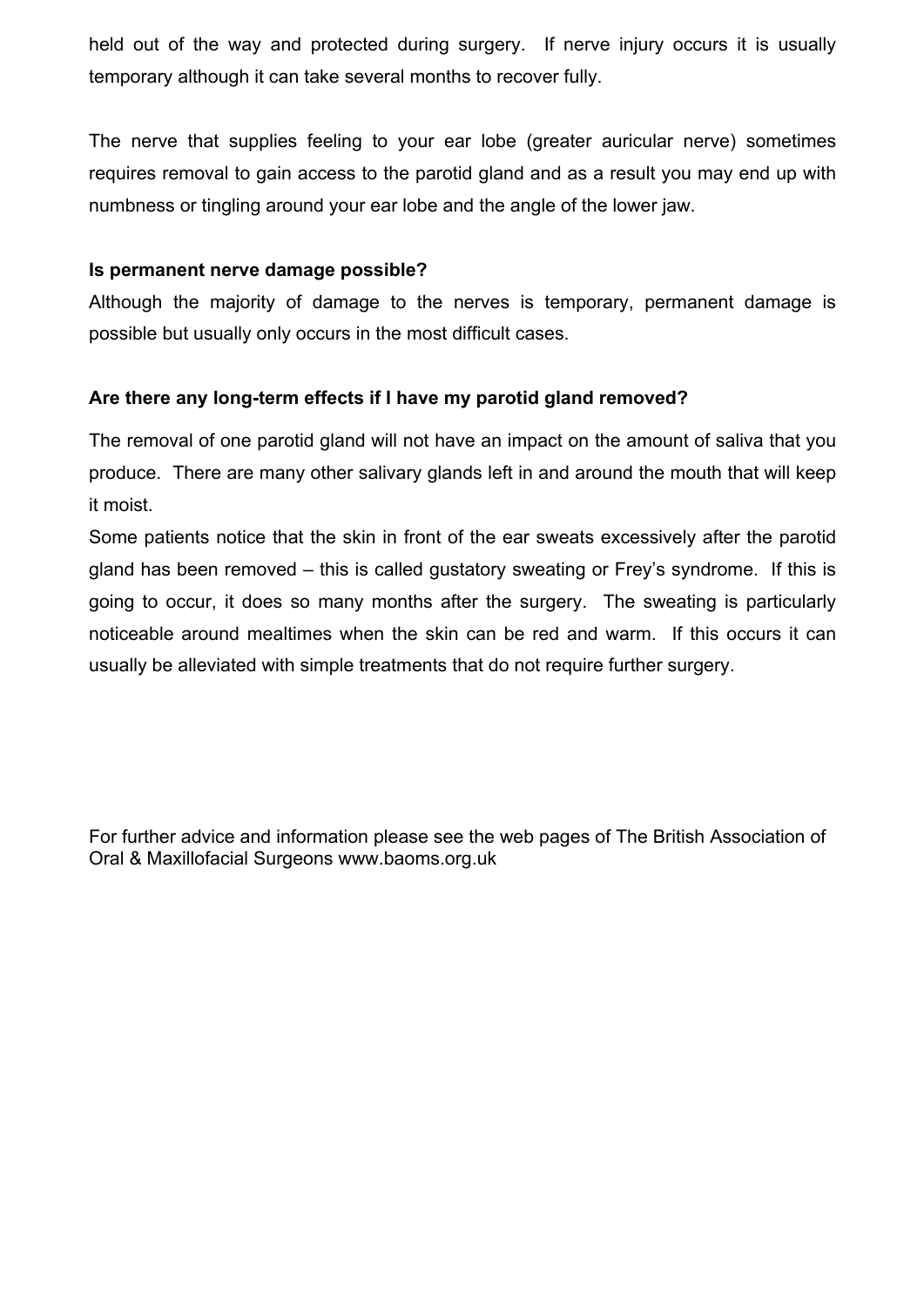held out of the way and protected during surgery. If nerve injury occurs it is usually temporary although it can take several months to recover fully.

The nerve that supplies feeling to your ear lobe (greater auricular nerve) sometimes requires removal to gain access to the parotid gland and as a result you may end up with numbness or tingling around your ear lobe and the angle of the lower jaw.

**Is permanent nerve damage possible?**

Although the majority of damage to the nerves is temporary, permanent damage is possible but usually only occurs in the most difficult cases.

**Are there any long-term effects if I have my parotid gland removed?**

The removal of one parotid gland will not have an impact on the amount of saliva that you produce. There are many other salivary glands left in and around the mouth that will keep it moist.

Some patients notice that the skin in front of the ear sweats excessively after the parotid gland has been removed – this is called gustatory sweating or Frey's syndrome. If this is going to occur, it does so many months after the surgery. The sweating is particularly noticeable around mealtimes when the skin can be red and warm. If this occurs it can usually be alleviated with simple treatments that do not require further surgery.

For further advice and information please see the web pages of The British Association of Oral & Maxillofacial Surgeons www.baoms.org.uk